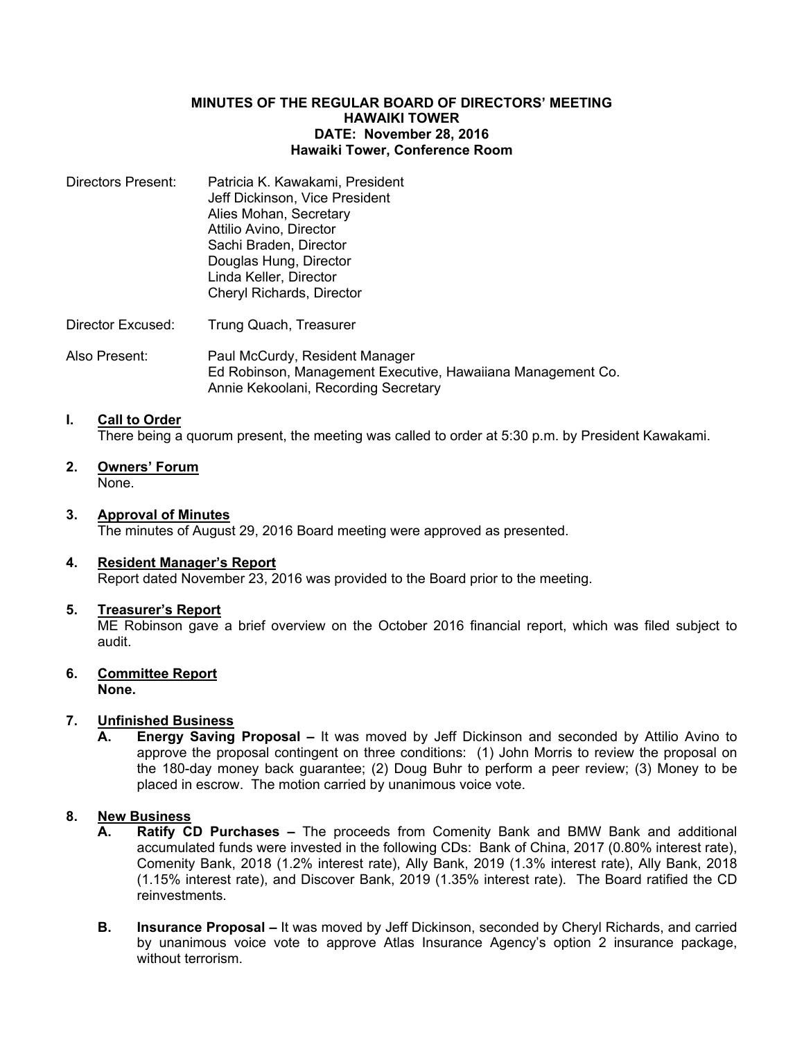**MINUTES OF THE REGULAR BOARD OF DIRECTORS' MEETING**
**HAWAIKI TOWER**
**DATE: November 28, 2016**
**Hawaiki Tower, Conference Room**

Directors Present: Patricia K. Kawakami, President
Jeff Dickinson, Vice President
Alies Mohan, Secretary
Attilio Avino, Director
Sachi Braden, Director
Douglas Hung, Director
Linda Keller, Director
Cheryl Richards, Director

Director Excused: Trung Quach, Treasurer

Also Present: Paul McCurdy, Resident Manager
Ed Robinson, Management Executive, Hawaiiana Management Co.
Annie Kekoolani, Recording Secretary

**I. <u>Call to Order</u>**
There being a quorum present, the meeting was called to order at 5:30 p.m. by President Kawakami.

**2. <u>Owners' Forum</u>**
None.

**3. <u>Approval of Minutes</u>**
The minutes of August 29, 2016 Board meeting were approved as presented.

**4. <u>Resident Manager's Report</u>**
Report dated November 23, 2016 was provided to the Board prior to the meeting.

**5. <u>Treasurer's Report</u>**
ME Robinson gave a brief overview on the October 2016 financial report, which was filed subject to audit.

**6. <u>Committee Report</u>**
**None.**

**7. <u>Unfinished Business</u>**

**A. Energy Saving Proposal –** It was moved by Jeff Dickinson and seconded by Attilio Avino to approve the proposal contingent on three conditions: (1) John Morris to review the proposal on the 180-day money back guarantee; (2) Doug Buhr to perform a peer review; (3) Money to be placed in escrow. The motion carried by unanimous voice vote.

**8. <u>New Business</u>**

**A. Ratify CD Purchases –** The proceeds from Comenity Bank and BMW Bank and additional accumulated funds were invested in the following CDs: Bank of China, 2017 (0.80% interest rate), Comenity Bank, 2018 (1.2% interest rate), Ally Bank, 2019 (1.3% interest rate), Ally Bank, 2018 (1.15% interest rate), and Discover Bank, 2019 (1.35% interest rate). The Board ratified the CD reinvestments.

**B. Insurance Proposal –** It was moved by Jeff Dickinson, seconded by Cheryl Richards, and carried by unanimous voice vote to approve Atlas Insurance Agency's option 2 insurance package, without terrorism.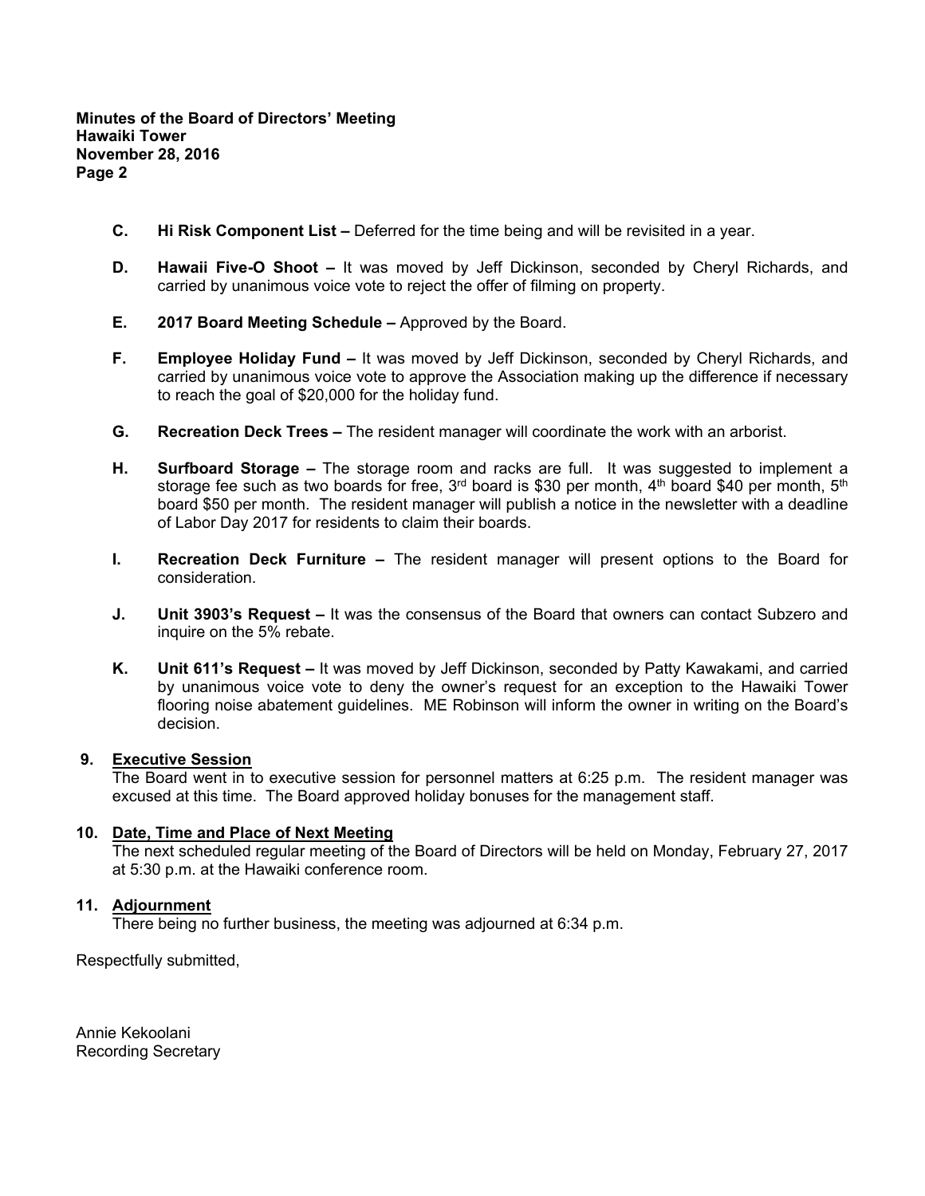- **C. Hi Risk Component List –** Deferred for the time being and will be revisited in a year.

- **D. Hawaii Five-O Shoot –** It was moved by Jeff Dickinson, seconded by Cheryl Richards, and carried by unanimous voice vote to reject the offer of filming on property.

- **E. 2017 Board Meeting Schedule –** Approved by the Board.

- **F. Employee Holiday Fund –** It was moved by Jeff Dickinson, seconded by Cheryl Richards, and carried by unanimous voice vote to approve the Association making up the difference if necessary to reach the goal of $20,000 for the holiday fund.

- **G. Recreation Deck Trees –** The resident manager will coordinate the work with an arborist.

- **H. Surfboard Storage –** The storage room and racks are full. It was suggested to implement a storage fee such as two boards for free, 3rd board is $30 per month, 4th board $40 per month, 5th board $50 per month. The resident manager will publish a notice in the newsletter with a deadline of Labor Day 2017 for residents to claim their boards.

- **I. Recreation Deck Furniture –** The resident manager will present options to the Board for consideration.

- **J. Unit 3903's Request –** It was the consensus of the Board that owners can contact Subzero and inquire on the 5% rebate.

- **K. Unit 611's Request –** It was moved by Jeff Dickinson, seconded by Patty Kawakami, and carried by unanimous voice vote to deny the owner's request for an exception to the Hawaiki Tower flooring noise abatement guidelines. ME Robinson will inform the owner in writing on the Board's decision.

**9. Executive Session**

The Board went in to executive session for personnel matters at 6:25 p.m. The resident manager was excused at this time. The Board approved holiday bonuses for the management staff.

**10. Date, Time and Place of Next Meeting**

The next scheduled regular meeting of the Board of Directors will be held on Monday, February 27, 2017 at 5:30 p.m. at the Hawaiki conference room.

**11. Adjournment**

There being no further business, the meeting was adjourned at 6:34 p.m.

Respectfully submitted,

Annie Kekoolani
Recording Secretary